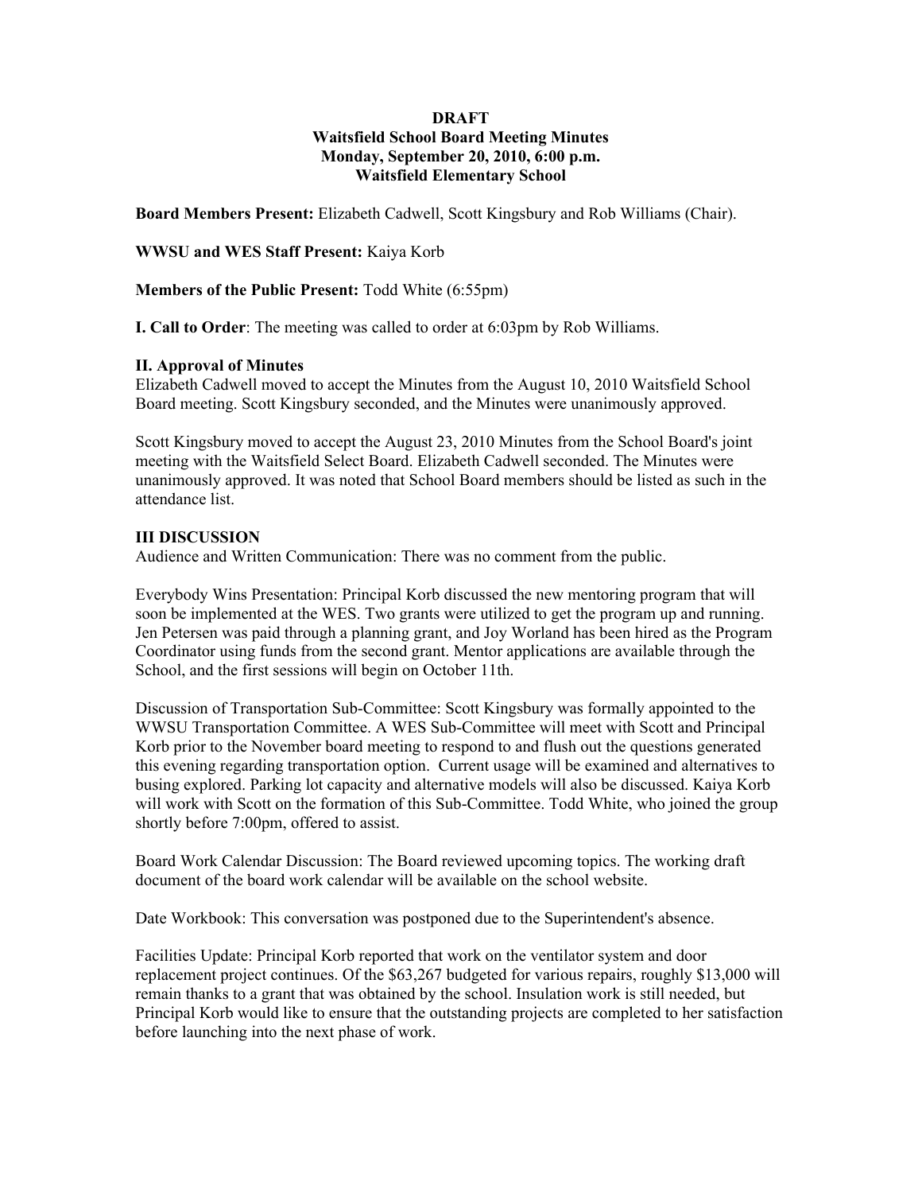**DRAFT**
**Waitsfield School Board Meeting Minutes**
**Monday, September 20, 2010, 6:00 p.m.**
**Waitsfield Elementary School**

**Board Members Present:** Elizabeth Cadwell, Scott Kingsbury and Rob Williams (Chair).

**WWSU and WES Staff Present:** Kaiya Korb

**Members of the Public Present:** Todd White (6:55pm)

**I. Call to Order**: The meeting was called to order at 6:03pm by Rob Williams.

**II. Approval of Minutes**

Elizabeth Cadwell moved to accept the Minutes from the August 10, 2010 Waitsfield School Board meeting. Scott Kingsbury seconded, and the Minutes were unanimously approved.

Scott Kingsbury moved to accept the August 23, 2010 Minutes from the School Board's joint meeting with the Waitsfield Select Board. Elizabeth Cadwell seconded. The Minutes were unanimously approved. It was noted that School Board members should be listed as such in the attendance list.

**III DISCUSSION**

Audience and Written Communication: There was no comment from the public.

Everybody Wins Presentation: Principal Korb discussed the new mentoring program that will soon be implemented at the WES. Two grants were utilized to get the program up and running. Jen Petersen was paid through a planning grant, and Joy Worland has been hired as the Program Coordinator using funds from the second grant. Mentor applications are available through the School, and the first sessions will begin on October 11th.

Discussion of Transportation Sub-Committee: Scott Kingsbury was formally appointed to the WWSU Transportation Committee. A WES Sub-Committee will meet with Scott and Principal Korb prior to the November board meeting to respond to and flush out the questions generated this evening regarding transportation option. Current usage will be examined and alternatives to busing explored. Parking lot capacity and alternative models will also be discussed. Kaiya Korb will work with Scott on the formation of this Sub-Committee. Todd White, who joined the group shortly before 7:00pm, offered to assist.

Board Work Calendar Discussion: The Board reviewed upcoming topics. The working draft document of the board work calendar will be available on the school website.

Date Workbook: This conversation was postponed due to the Superintendent's absence.

Facilities Update: Principal Korb reported that work on the ventilator system and door replacement project continues. Of the $63,267 budgeted for various repairs, roughly $13,000 will remain thanks to a grant that was obtained by the school. Insulation work is still needed, but Principal Korb would like to ensure that the outstanding projects are completed to her satisfaction before launching into the next phase of work.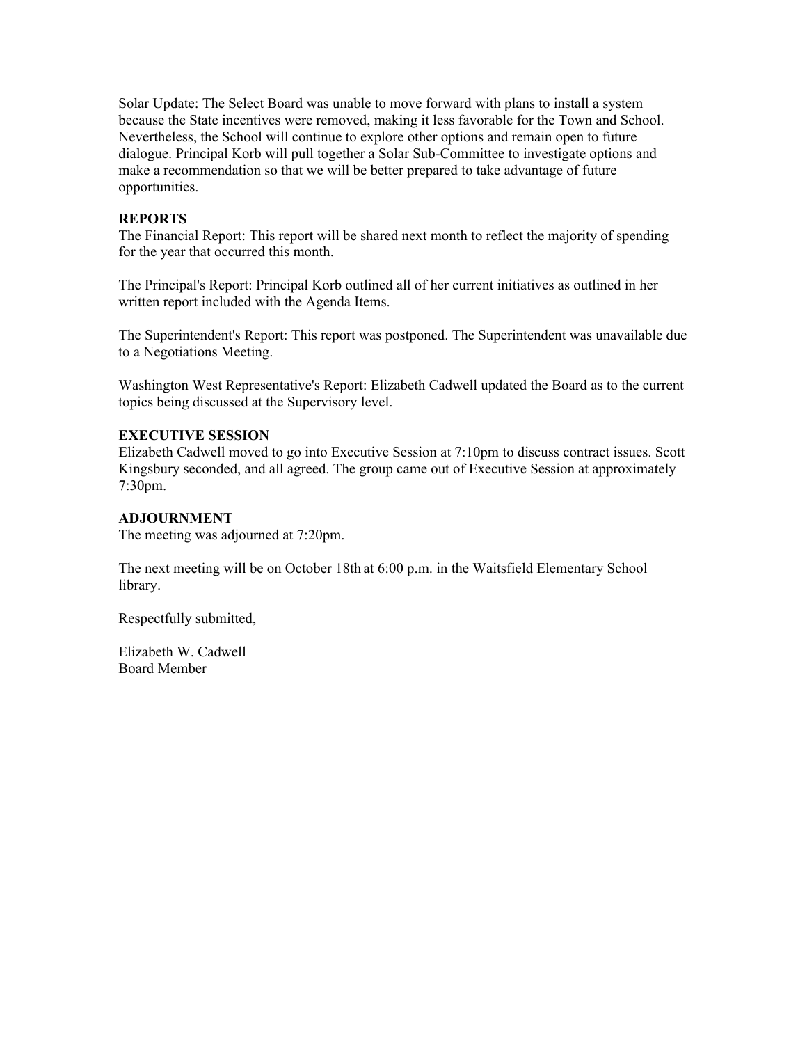Solar Update: The Select Board was unable to move forward with plans to install a system because the State incentives were removed, making it less favorable for the Town and School. Nevertheless, the School will continue to explore other options and remain open to future dialogue. Principal Korb will pull together a Solar Sub-Committee to investigate options and make a recommendation so that we will be better prepared to take advantage of future opportunities.

**REPORTS**

The Financial Report: This report will be shared next month to reflect the majority of spending for the year that occurred this month.

The Principal's Report: Principal Korb outlined all of her current initiatives as outlined in her written report included with the Agenda Items.

The Superintendent's Report: This report was postponed. The Superintendent was unavailable due to a Negotiations Meeting.

Washington West Representative's Report: Elizabeth Cadwell updated the Board as to the current topics being discussed at the Supervisory level.

**EXECUTIVE SESSION**

Elizabeth Cadwell moved to go into Executive Session at 7:10pm to discuss contract issues. Scott Kingsbury seconded, and all agreed. The group came out of Executive Session at approximately 7:30pm.

**ADJOURNMENT**

The meeting was adjourned at 7:20pm.

The next meeting will be on October 18th at 6:00 p.m. in the Waitsfield Elementary School library.

Respectfully submitted,

Elizabeth W. Cadwell
Board Member